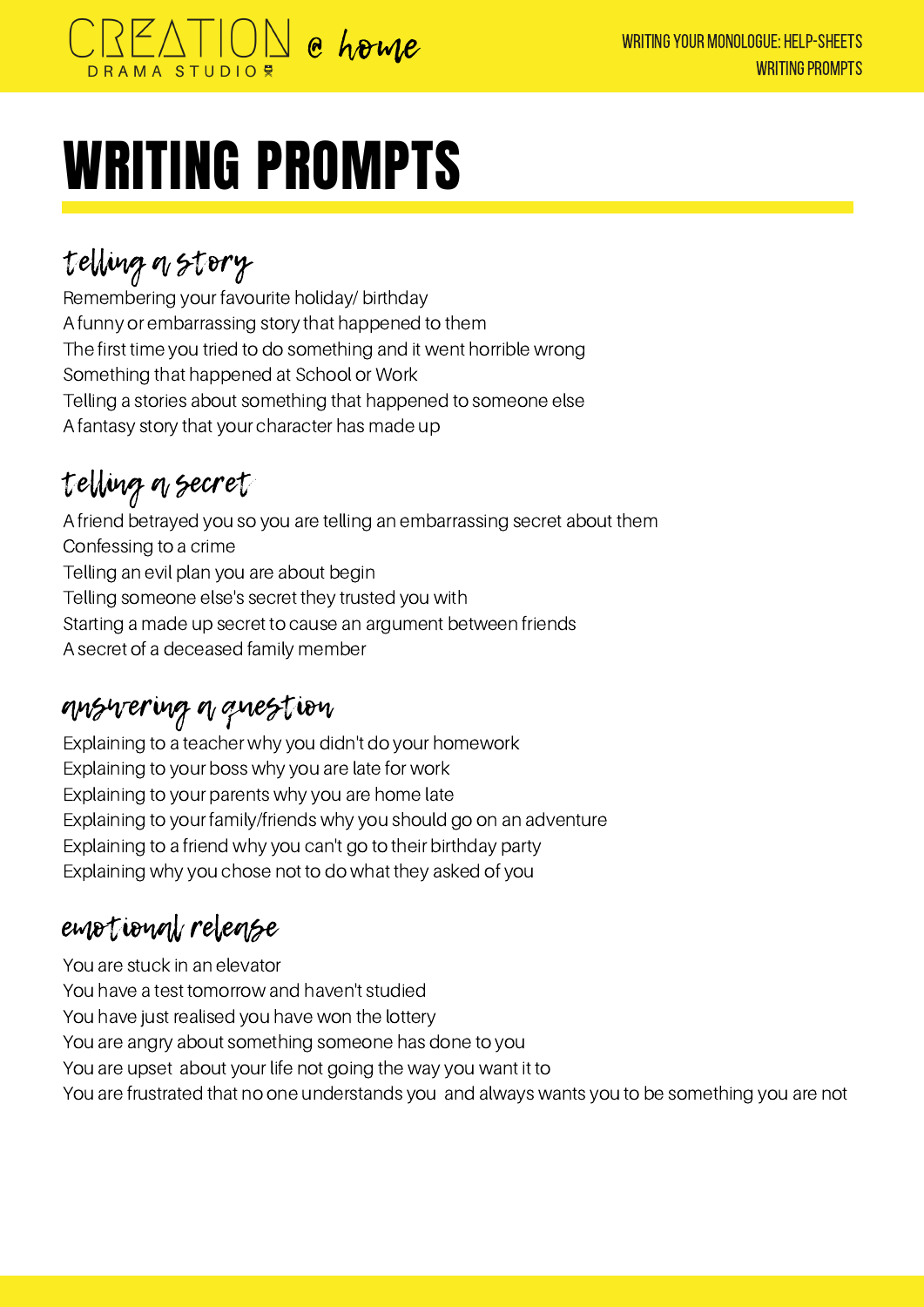# WRITING PROMPTS

## telling a story

Remembering your favourite holiday/ birthday
A funny or embarrassing story that happened to them
The first time you tried to do something and it went horrible wrong
Something that happened at School or Work
Telling a stories about something that happened to someone else
A fantasy story that your character has made up

## telling a secret

A friend betrayed you so you are telling an embarrassing secret about them
Confessing to a crime
Telling an evil plan you are about begin
Telling someone else's secret they trusted you with
Starting a made up secret to cause an argument between friends
A secret of a deceased family member

## answering a question

Explaining to a teacher why you didn't do your homework
Explaining to your boss why you are late for work
Explaining to your parents why you are home late
Explaining to your family/friends why you should go on an adventure
Explaining to a friend why you can't go to their birthday party
Explaining why you chose not to do what they asked of you

## emotional release

You are stuck in an elevator
You have a test tomorrow and haven't studied
You have just realised you have won the lottery
You are angry about something someone has done to you
You are upset about your life not going the way you want it to
You are frustrated that no one understands you and always wants you to be something you are not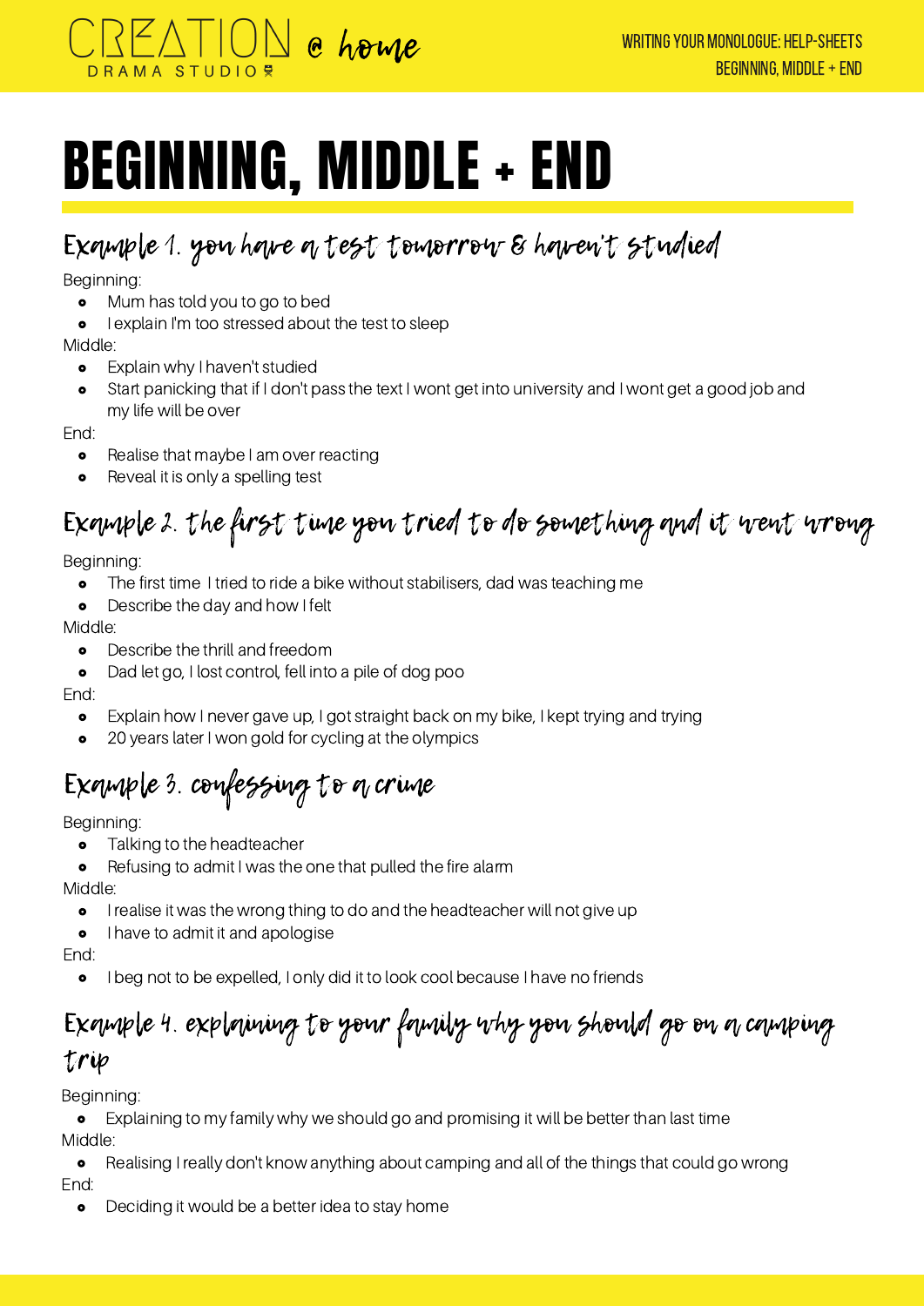# BEGINNING, MIDDLE + END

## Example 1. you have a test tomorrow & haven't studied

Beginning:

- Mum has told you to go to bed
- I explain I'm too stressed about the test to sleep

Middle:

- Explain why I haven't studied
- Start panicking that if I don't pass the text I wont get into university and I wont get a good job and my life will be over

End:

- Realise that maybe I am over reacting
- Reveal it is only a spelling test

## Example 2. the first time you tried to do something and it went wrong

Beginning:

- The first time I tried to ride a bike without stabilisers, dad was teaching me
- Describe the day and how I felt

Middle:

- Describe the thrill and freedom
- Dad let go, I lost control, fell into a pile of dog poo

End:

- Explain how I never gave up, I got straight back on my bike, I kept trying and trying
- 20 years later I won gold for cycling at the olympics

## Example 3. confessing to a crime

Beginning:

- Talking to the headteacher
- Refusing to admit I was the one that pulled the fire alarm

Middle:

- I realise it was the wrong thing to do and the headteacher will not give up
- I have to admit it and apologise

End:

- I beg not to be expelled, I only did it to look cool because I have no friends

## Example 4. explaining to your family why you should go on a camping trip

Beginning:

- Explaining to my family why we should go and promising it will be better than last time

Middle:

- Realising I really don't know anything about camping and all of the things that could go wrong

End:

- Deciding it would be a better idea to stay home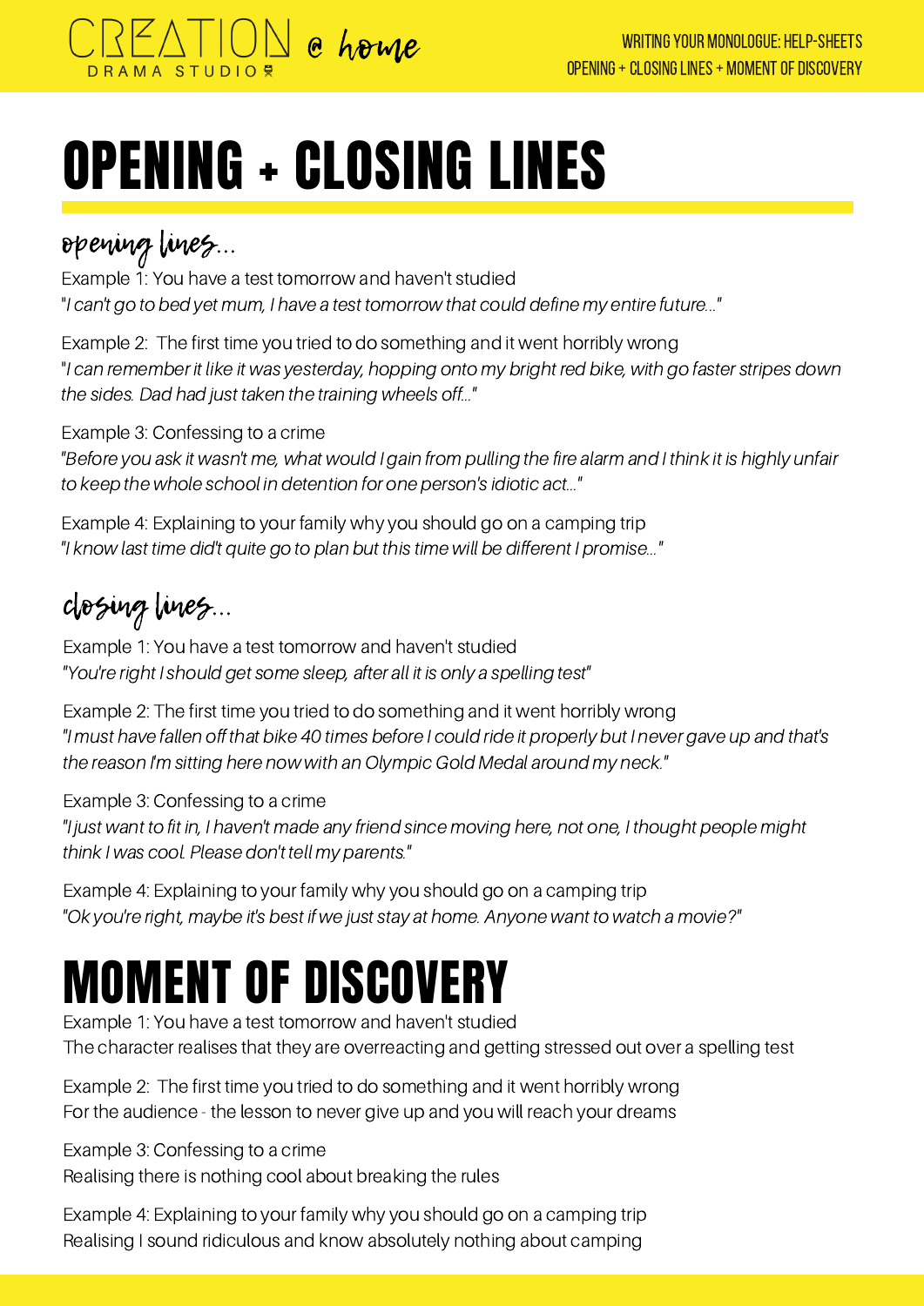# OPENING + CLOSING LINES

## opening lines...

Example 1: You have a test tomorrow and haven't studied
"*I can't go to bed yet mum, I have a test tomorrow that could define my entire future...*"

Example 2: The first time you tried to do something and it went horribly wrong
"*I can remember it like it was yesterday, hopping onto my bright red bike, with go faster stripes down the sides. Dad had just taken the training wheels off...*"

Example 3: Confessing to a crime
*"Before you ask it wasn't me, what would I gain from pulling the fire alarm and I think it is highly unfair to keep the whole school in detention for one person's idiotic act..."*

Example 4: Explaining to your family why you should go on a camping trip
*"I know last time did't quite go to plan but this time will be different I promise..."*

## closing lines...

Example 1: You have a test tomorrow and haven't studied
*"You're right I should get some sleep, after all it is only a spelling test"*

Example 2: The first time you tried to do something and it went horribly wrong
*"I must have fallen off that bike 40 times before I could ride it properly but I never gave up and that's the reason I'm sitting here now with an Olympic Gold Medal around my neck."*

Example 3: Confessing to a crime
*"I just want to fit in, I haven't made any friend since moving here, not one, I thought people might think I was cool. Please don't tell my parents."*

Example 4: Explaining to your family why you should go on a camping trip
*"Ok you're right, maybe it's best if we just stay at home. Anyone want to watch a movie?"*

# MOMENT OF DISCOVERY

Example 1: You have a test tomorrow and haven't studied
The character realises that they are overreacting and getting stressed out over a spelling test

Example 2: The first time you tried to do something and it went horribly wrong
For the audience - the lesson to never give up and you will reach your dreams

Example 3: Confessing to a crime
Realising there is nothing cool about breaking the rules

Example 4: Explaining to your family why you should go on a camping trip
Realising I sound ridiculous and know absolutely nothing about camping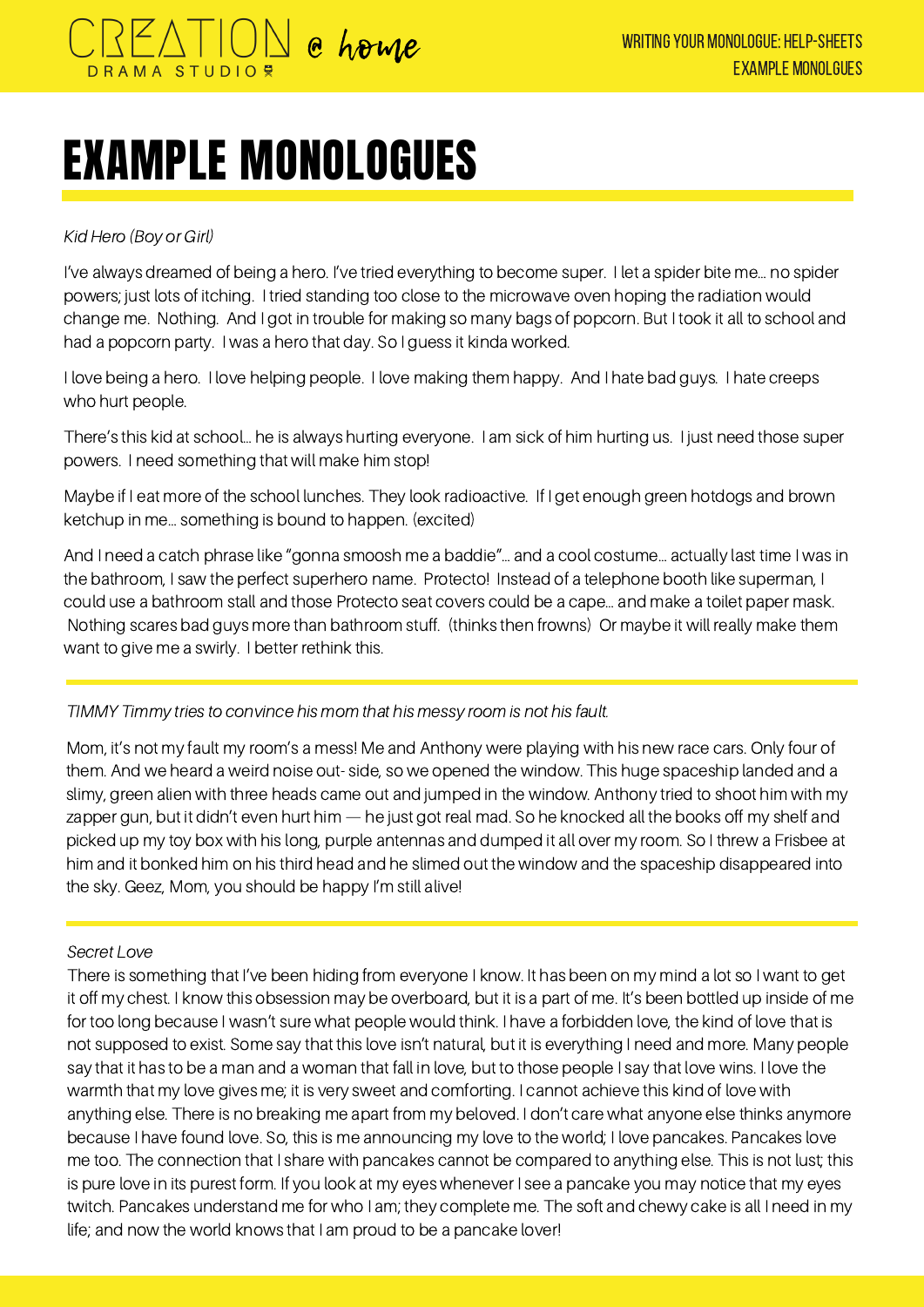# EXAMPLE MONOLOGUES

*Kid Hero (Boy or Girl)*

I've always dreamed of being a hero. I've tried everything to become super. I let a spider bite me… no spider powers; just lots of itching. I tried standing too close to the microwave oven hoping the radiation would change me. Nothing. And I got in trouble for making so many bags of popcorn. But I took it all to school and had a popcorn party. I was a hero that day. So I guess it kinda worked.

I love being a hero. I love helping people. I love making them happy. And I hate bad guys. I hate creeps who hurt people.

There's this kid at school… he is always hurting everyone. I am sick of him hurting us. I just need those super powers. I need something that will make him stop!

Maybe if I eat more of the school lunches. They look radioactive. If I get enough green hotdogs and brown ketchup in me… something is bound to happen. (excited)

And I need a catch phrase like "gonna smoosh me a baddie"… and a cool costume… actually last time I was in the bathroom, I saw the perfect superhero name. Protecto! Instead of a telephone booth like superman, I could use a bathroom stall and those Protecto seat covers could be a cape… and make a toilet paper mask. Nothing scares bad guys more than bathroom stuff. (thinks then frowns) Or maybe it will really make them want to give me a swirly. I better rethink this.

---

*TIMMY Timmy tries to convince his mom that his messy room is not his fault.*

Mom, it's not my fault my room's a mess! Me and Anthony were playing with his new race cars. Only four of them. And we heard a weird noise out- side, so we opened the window. This huge spaceship landed and a slimy, green alien with three heads came out and jumped in the window. Anthony tried to shoot him with my zapper gun, but it didn't even hurt him — he just got real mad. So he knocked all the books off my shelf and picked up my toy box with his long, purple antennas and dumped it all over my room. So I threw a Frisbee at him and it bonked him on his third head and he slimed out the window and the spaceship disappeared into the sky. Geez, Mom, you should be happy I'm still alive!

---

*Secret Love*

There is something that I've been hiding from everyone I know. It has been on my mind a lot so I want to get it off my chest. I know this obsession may be overboard, but it is a part of me. It's been bottled up inside of me for too long because I wasn't sure what people would think. I have a forbidden love, the kind of love that is not supposed to exist. Some say that this love isn't natural, but it is everything I need and more. Many people say that it has to be a man and a woman that fall in love, but to those people I say that love wins. I love the warmth that my love gives me; it is very sweet and comforting. I cannot achieve this kind of love with anything else. There is no breaking me apart from my beloved. I don't care what anyone else thinks anymore because I have found love. So, this is me announcing my love to the world; I love pancakes. Pancakes love me too. The connection that I share with pancakes cannot be compared to anything else. This is not lust; this is pure love in its purest form. If you look at my eyes whenever I see a pancake you may notice that my eyes twitch. Pancakes understand me for who I am; they complete me. The soft and chewy cake is all I need in my life; and now the world knows that I am proud to be a pancake lover!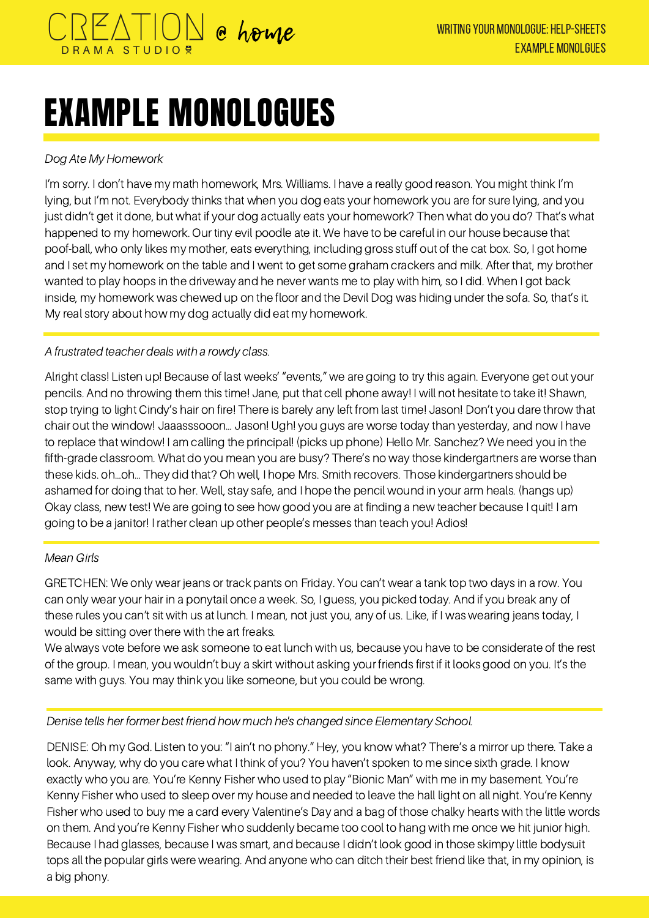# EXAMPLE MONOLOGUES

*Dog Ate My Homework*

I'm sorry. I don't have my math homework, Mrs. Williams. I have a really good reason. You might think I'm lying, but I'm not. Everybody thinks that when you dog eats your homework you are for sure lying, and you just didn't get it done, but what if your dog actually eats your homework? Then what do you do? That's what happened to my homework. Our tiny evil poodle ate it. We have to be careful in our house because that poof-ball, who only likes my mother, eats everything, including gross stuff out of the cat box. So, I got home and I set my homework on the table and I went to get some graham crackers and milk. After that, my brother wanted to play hoops in the driveway and he never wants me to play with him, so I did. When I got back inside, my homework was chewed up on the floor and the Devil Dog was hiding under the sofa. So, that's it. My real story about how my dog actually did eat my homework.

*A frustrated teacher deals with a rowdy class.*

Alright class! Listen up! Because of last weeks' "events," we are going to try this again. Everyone get out your pencils. And no throwing them this time! Jane, put that cell phone away! I will not hesitate to take it! Shawn, stop trying to light Cindy's hair on fire! There is barely any left from last time! Jason! Don't you dare throw that chair out the window! Jaaasssooon... Jason! Ugh! you guys are worse today than yesterday, and now I have to replace that window! I am calling the principal! (picks up phone) Hello Mr. Sanchez? We need you in the fifth-grade classroom. What do you mean you are busy? There's no way those kindergartners are worse than these kids. oh...oh... They did that? Oh well, I hope Mrs. Smith recovers. Those kindergartners should be ashamed for doing that to her. Well, stay safe, and I hope the pencil wound in your arm heals. (hangs up) Okay class, new test! We are going to see how good you are at finding a new teacher because I quit! I am going to be a janitor! I rather clean up other people's messes than teach you! Adios!

*Mean Girls*

GRETCHEN: We only wear jeans or track pants on Friday. You can't wear a tank top two days in a row. You can only wear your hair in a ponytail once a week. So, I guess, you picked today. And if you break any of these rules you can't sit with us at lunch. I mean, not just you, any of us. Like, if I was wearing jeans today, I would be sitting over there with the art freaks.
We always vote before we ask someone to eat lunch with us, because you have to be considerate of the rest of the group. I mean, you wouldn't buy a skirt without asking your friends first if it looks good on you. It's the same with guys. You may think you like someone, but you could be wrong.

*Denise tells her former best friend how much he's changed since Elementary School.*

DENISE: Oh my God. Listen to you: "I ain't no phony." Hey, you know what? There's a mirror up there. Take a look. Anyway, why do you care what I think of you? You haven't spoken to me since sixth grade. I know exactly who you are. You're Kenny Fisher who used to play "Bionic Man" with me in my basement. You're Kenny Fisher who used to sleep over my house and needed to leave the hall light on all night. You're Kenny Fisher who used to buy me a card every Valentine's Day and a bag of those chalky hearts with the little words on them. And you're Kenny Fisher who suddenly became too cool to hang with me once we hit junior high. Because I had glasses, because I was smart, and because I didn't look good in those skimpy little bodysuit tops all the popular girls were wearing. And anyone who can ditch their best friend like that, in my opinion, is a big phony.